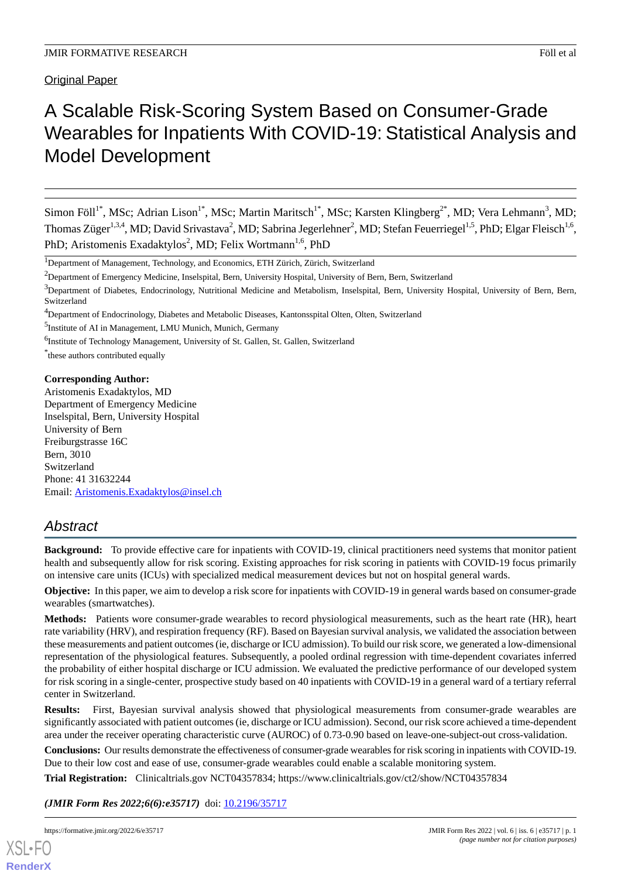Original Paper

# A Scalable Risk-Scoring System Based on Consumer-Grade Wearables for Inpatients With COVID-19: Statistical Analysis and Model Development

Simon Föll[1*], MSc; Adrian Lison[1*], MSc; Martin Maritsch[1*], MSc; Karsten Klingberg[2*], MD; Vera Lehmann[3], MD; Thomas Züger[1,3,4], MD; David Srivastava[2], MD; Sabrina Jegerlehner[2], MD; Stefan Feuerriegel[1,5], PhD; Elgar Fleisch[1,6], PhD; Aristomenis Exadaktylos[2], MD; Felix Wortmann[1,6], PhD

[1]Department of Management, Technology, and Economics, ETH Zürich, Zürich, Switzerland

[2]Department of Emergency Medicine, Inselspital, Bern, University Hospital, University of Bern, Bern, Switzerland

[3]Department of Diabetes, Endocrinology, Nutritional Medicine and Metabolism, Inselspital, Bern, University Hospital, University of Bern, Bern, Switzerland

[4]Department of Endocrinology, Diabetes and Metabolic Diseases, Kantonsspital Olten, Olten, Switzerland

[5]Institute of AI in Management, LMU Munich, Munich, Germany

[6]Institute of Technology Management, University of St. Gallen, St. Gallen, Switzerland

[*]these authors contributed equally

**Corresponding Author:**
Aristomenis Exadaktylos, MD
Department of Emergency Medicine
Inselspital, Bern, University Hospital
University of Bern
Freiburgstrasse 16C
Bern, 3010
Switzerland
Phone: 41 31632244
Email: Aristomenis.Exadaktylos@insel.ch

## Abstract

**Background:** To provide effective care for inpatients with COVID-19, clinical practitioners need systems that monitor patient health and subsequently allow for risk scoring. Existing approaches for risk scoring in patients with COVID-19 focus primarily on intensive care units (ICUs) with specialized medical measurement devices but not on hospital general wards.

**Objective:** In this paper, we aim to develop a risk score for inpatients with COVID-19 in general wards based on consumer-grade wearables (smartwatches).

**Methods:** Patients wore consumer-grade wearables to record physiological measurements, such as the heart rate (HR), heart rate variability (HRV), and respiration frequency (RF). Based on Bayesian survival analysis, we validated the association between these measurements and patient outcomes (ie, discharge or ICU admission). To build our risk score, we generated a low-dimensional representation of the physiological features. Subsequently, a pooled ordinal regression with time-dependent covariates inferred the probability of either hospital discharge or ICU admission. We evaluated the predictive performance of our developed system for risk scoring in a single-center, prospective study based on 40 inpatients with COVID-19 in a general ward of a tertiary referral center in Switzerland.

**Results:** First, Bayesian survival analysis showed that physiological measurements from consumer-grade wearables are significantly associated with patient outcomes (ie, discharge or ICU admission). Second, our risk score achieved a time-dependent area under the receiver operating characteristic curve (AUROC) of 0.73-0.90 based on leave-one-subject-out cross-validation.

**Conclusions:** Our results demonstrate the effectiveness of consumer-grade wearables for risk scoring in inpatients with COVID-19. Due to their low cost and ease of use, consumer-grade wearables could enable a scalable monitoring system.

**Trial Registration:** Clinicaltrials.gov NCT04357834; https://www.clinicaltrials.gov/ct2/show/NCT04357834

***(JMIR Form Res 2022;6(6):e35717)*** doi: 10.2196/35717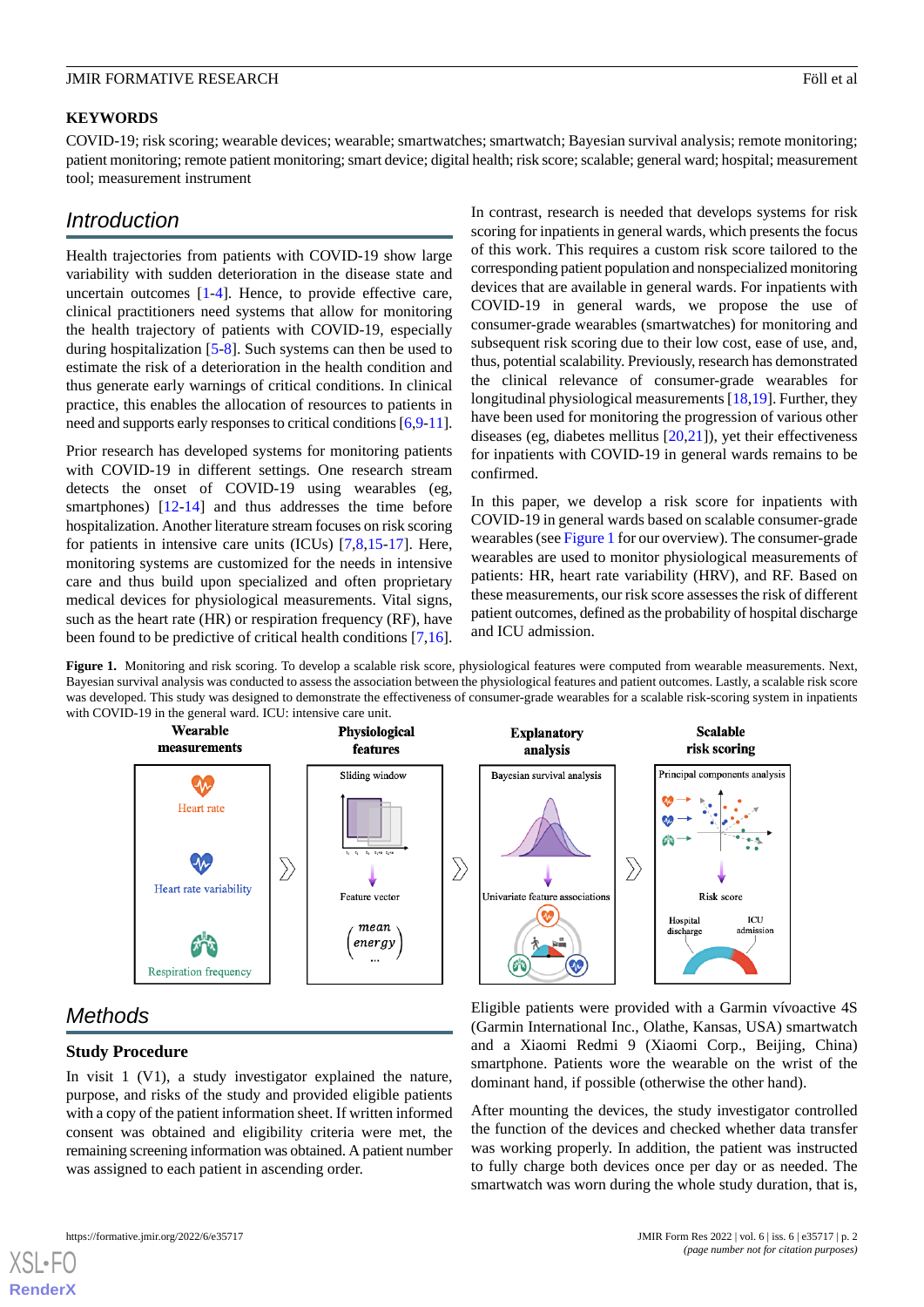## KEYWORDS

COVID-19; risk scoring; wearable devices; wearable; smartwatches; smartwatch; Bayesian survival analysis; remote monitoring; patient monitoring; remote patient monitoring; smart device; digital health; risk score; scalable; general ward; hospital; measurement tool; measurement instrument

## Introduction

Health trajectories from patients with COVID-19 show large variability with sudden deterioration in the disease state and uncertain outcomes [1-4]. Hence, to provide effective care, clinical practitioners need systems that allow for monitoring the health trajectory of patients with COVID-19, especially during hospitalization [5-8]. Such systems can then be used to estimate the risk of a deterioration in the health condition and thus generate early warnings of critical conditions. In clinical practice, this enables the allocation of resources to patients in need and supports early responses to critical conditions [6,9-11].

Prior research has developed systems for monitoring patients with COVID-19 in different settings. One research stream detects the onset of COVID-19 using wearables (eg, smartphones) [12-14] and thus addresses the time before hospitalization. Another literature stream focuses on risk scoring for patients in intensive care units (ICUs) [7,8,15-17]. Here, monitoring systems are customized for the needs in intensive care and thus build upon specialized and often proprietary medical devices for physiological measurements. Vital signs, such as the heart rate (HR) or respiration frequency (RF), have been found to be predictive of critical health conditions [7,16].

In contrast, research is needed that develops systems for risk scoring for inpatients in general wards, which presents the focus of this work. This requires a custom risk score tailored to the corresponding patient population and nonspecialized monitoring devices that are available in general wards. For inpatients with COVID-19 in general wards, we propose the use of consumer-grade wearables (smartwatches) for monitoring and subsequent risk scoring due to their low cost, ease of use, and, thus, potential scalability. Previously, research has demonstrated the clinical relevance of consumer-grade wearables for longitudinal physiological measurements [18,19]. Further, they have been used for monitoring the progression of various other diseases (eg, diabetes mellitus [20,21]), yet their effectiveness for inpatients with COVID-19 in general wards remains to be confirmed.

In this paper, we develop a risk score for inpatients with COVID-19 in general wards based on scalable consumer-grade wearables (see Figure 1 for our overview). The consumer-grade wearables are used to monitor physiological measurements of patients: HR, heart rate variability (HRV), and RF. Based on these measurements, our risk score assesses the risk of different patient outcomes, defined as the probability of hospital discharge and ICU admission.

**Figure 1.** Monitoring and risk scoring. To develop a scalable risk score, physiological features were computed from wearable measurements. Next, Bayesian survival analysis was conducted to assess the association between the physiological features and patient outcomes. Lastly, a scalable risk score was developed. This study was designed to demonstrate the effectiveness of consumer-grade wearables for a scalable risk-scoring system in inpatients with COVID-19 in the general ward. ICU: intensive care unit.

## Methods

### Study Procedure

In visit 1 (V1), a study investigator explained the nature, purpose, and risks of the study and provided eligible patients with a copy of the patient information sheet. If written informed consent was obtained and eligibility criteria were met, the remaining screening information was obtained. A patient number was assigned to each patient in ascending order.

Eligible patients were provided with a Garmin vívoactive 4S (Garmin International Inc., Olathe, Kansas, USA) smartwatch and a Xiaomi Redmi 9 (Xiaomi Corp., Beijing, China) smartphone. Patients wore the wearable on the wrist of the dominant hand, if possible (otherwise the other hand).

After mounting the devices, the study investigator controlled the function of the devices and checked whether data transfer was working properly. In addition, the patient was instructed to fully charge both devices once per day or as needed. The smartwatch was worn during the whole study duration, that is,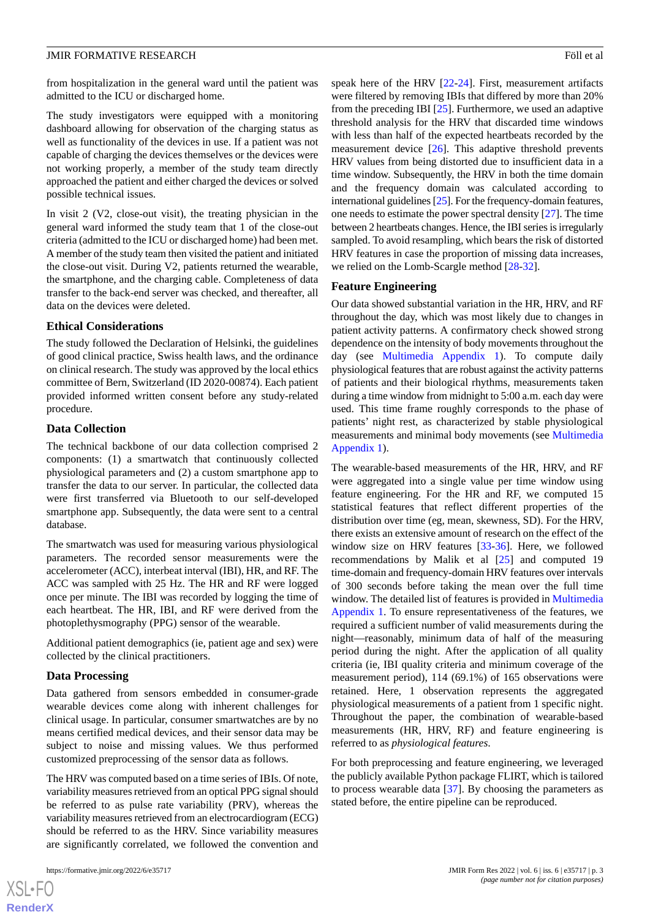from hospitalization in the general ward until the patient was admitted to the ICU or discharged home.

The study investigators were equipped with a monitoring dashboard allowing for observation of the charging status as well as functionality of the devices in use. If a patient was not capable of charging the devices themselves or the devices were not working properly, a member of the study team directly approached the patient and either charged the devices or solved possible technical issues.

In visit 2 (V2, close-out visit), the treating physician in the general ward informed the study team that 1 of the close-out criteria (admitted to the ICU or discharged home) had been met. A member of the study team then visited the patient and initiated the close-out visit. During V2, patients returned the wearable, the smartphone, and the charging cable. Completeness of data transfer to the back-end server was checked, and thereafter, all data on the devices were deleted.

### Ethical Considerations

The study followed the Declaration of Helsinki, the guidelines of good clinical practice, Swiss health laws, and the ordinance on clinical research. The study was approved by the local ethics committee of Bern, Switzerland (ID 2020-00874). Each patient provided informed written consent before any study-related procedure.

### Data Collection

The technical backbone of our data collection comprised 2 components: (1) a smartwatch that continuously collected physiological parameters and (2) a custom smartphone app to transfer the data to our server. In particular, the collected data were first transferred via Bluetooth to our self-developed smartphone app. Subsequently, the data were sent to a central database.

The smartwatch was used for measuring various physiological parameters. The recorded sensor measurements were the accelerometer (ACC), interbeat interval (IBI), HR, and RF. The ACC was sampled with 25 Hz. The HR and RF were logged once per minute. The IBI was recorded by logging the time of each heartbeat. The HR, IBI, and RF were derived from the photoplethysmography (PPG) sensor of the wearable.

Additional patient demographics (ie, patient age and sex) were collected by the clinical practitioners.

### Data Processing

Data gathered from sensors embedded in consumer-grade wearable devices come along with inherent challenges for clinical usage. In particular, consumer smartwatches are by no means certified medical devices, and their sensor data may be subject to noise and missing values. We thus performed customized preprocessing of the sensor data as follows.

The HRV was computed based on a time series of IBIs. Of note, variability measures retrieved from an optical PPG signal should be referred to as pulse rate variability (PRV), whereas the variability measures retrieved from an electrocardiogram (ECG) should be referred to as the HRV. Since variability measures are significantly correlated, we followed the convention and speak here of the HRV [22-24]. First, measurement artifacts were filtered by removing IBIs that differed by more than 20% from the preceding IBI [25]. Furthermore, we used an adaptive threshold analysis for the HRV that discarded time windows with less than half of the expected heartbeats recorded by the measurement device [26]. This adaptive threshold prevents HRV values from being distorted due to insufficient data in a time window. Subsequently, the HRV in both the time domain and the frequency domain was calculated according to international guidelines [25]. For the frequency-domain features, one needs to estimate the power spectral density [27]. The time between 2 heartbeats changes. Hence, the IBI series is irregularly sampled. To avoid resampling, which bears the risk of distorted HRV features in case the proportion of missing data increases, we relied on the Lomb-Scargle method [28-32].

### Feature Engineering

Our data showed substantial variation in the HR, HRV, and RF throughout the day, which was most likely due to changes in patient activity patterns. A confirmatory check showed strong dependence on the intensity of body movements throughout the day (see Multimedia Appendix 1). To compute daily physiological features that are robust against the activity patterns of patients and their biological rhythms, measurements taken during a time window from midnight to 5:00 a.m. each day were used. This time frame roughly corresponds to the phase of patients' night rest, as characterized by stable physiological measurements and minimal body movements (see Multimedia Appendix 1).

The wearable-based measurements of the HR, HRV, and RF were aggregated into a single value per time window using feature engineering. For the HR and RF, we computed 15 statistical features that reflect different properties of the distribution over time (eg, mean, skewness, SD). For the HRV, there exists an extensive amount of research on the effect of the window size on HRV features [33-36]. Here, we followed recommendations by Malik et al [25] and computed 19 time-domain and frequency-domain HRV features over intervals of 300 seconds before taking the mean over the full time window. The detailed list of features is provided in Multimedia Appendix 1. To ensure representativeness of the features, we required a sufficient number of valid measurements during the night—reasonably, minimum data of half of the measuring period during the night. After the application of all quality criteria (ie, IBI quality criteria and minimum coverage of the measurement period), 114 (69.1%) of 165 observations were retained. Here, 1 observation represents the aggregated physiological measurements of a patient from 1 specific night. Throughout the paper, the combination of wearable-based measurements (HR, HRV, RF) and feature engineering is referred to as *physiological features*.

For both preprocessing and feature engineering, we leveraged the publicly available Python package FLIRT, which is tailored to process wearable data [37]. By choosing the parameters as stated before, the entire pipeline can be reproduced.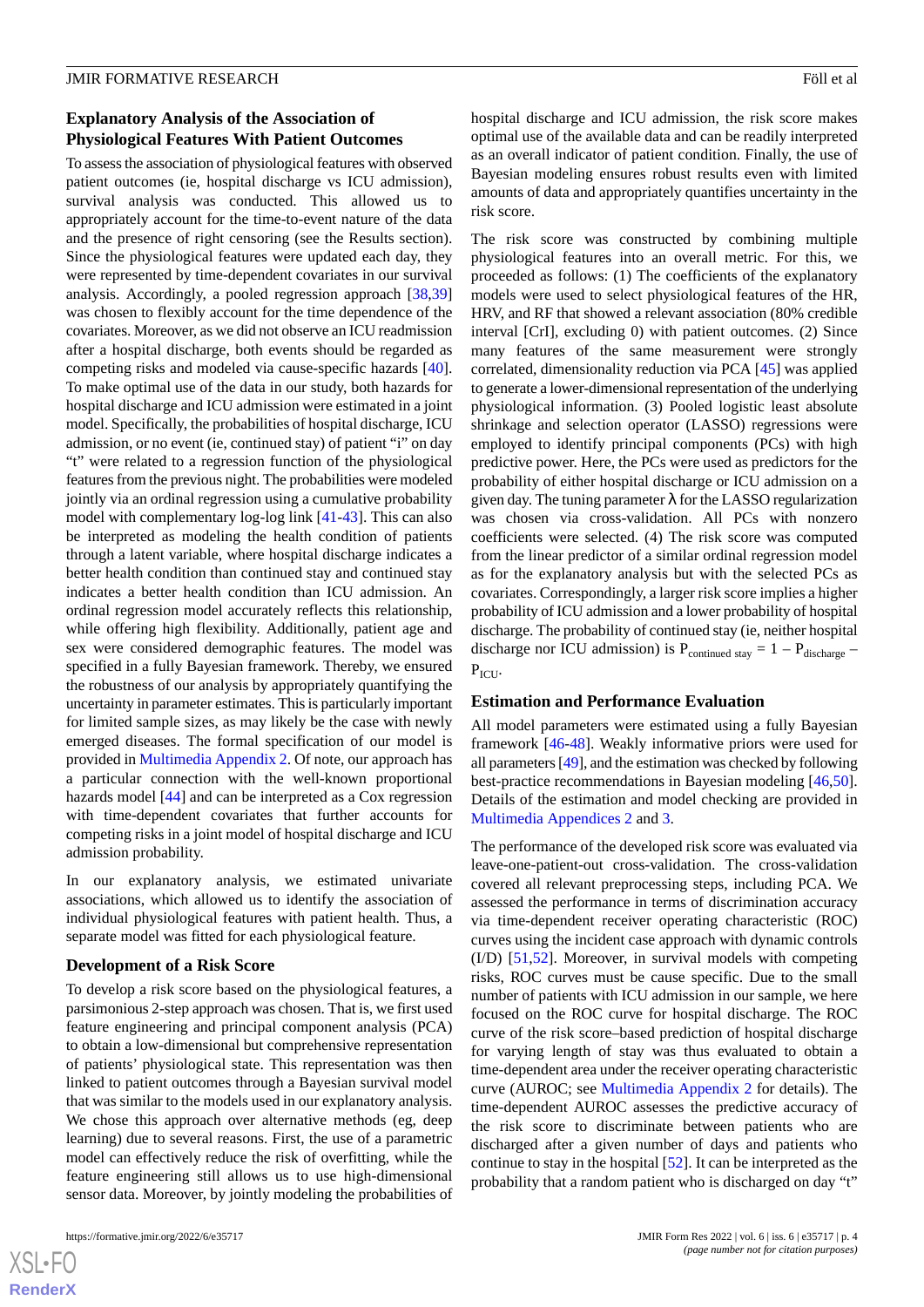### Explanatory Analysis of the Association of Physiological Features With Patient Outcomes

To assess the association of physiological features with observed patient outcomes (ie, hospital discharge vs ICU admission), survival analysis was conducted. This allowed us to appropriately account for the time-to-event nature of the data and the presence of right censoring (see the Results section). Since the physiological features were updated each day, they were represented by time-dependent covariates in our survival analysis. Accordingly, a pooled regression approach [38,39] was chosen to flexibly account for the time dependence of the covariates. Moreover, as we did not observe an ICU readmission after a hospital discharge, both events should be regarded as competing risks and modeled via cause-specific hazards [40]. To make optimal use of the data in our study, both hazards for hospital discharge and ICU admission were estimated in a joint model. Specifically, the probabilities of hospital discharge, ICU admission, or no event (ie, continued stay) of patient "i" on day "t" were related to a regression function of the physiological features from the previous night. The probabilities were modeled jointly via an ordinal regression using a cumulative probability model with complementary log-log link [41-43]. This can also be interpreted as modeling the health condition of patients through a latent variable, where hospital discharge indicates a better health condition than continued stay and continued stay indicates a better health condition than ICU admission. An ordinal regression model accurately reflects this relationship, while offering high flexibility. Additionally, patient age and sex were considered demographic features. The model was specified in a fully Bayesian framework. Thereby, we ensured the robustness of our analysis by appropriately quantifying the uncertainty in parameter estimates. This is particularly important for limited sample sizes, as may likely be the case with newly emerged diseases. The formal specification of our model is provided in Multimedia Appendix 2. Of note, our approach has a particular connection with the well-known proportional hazards model [44] and can be interpreted as a Cox regression with time-dependent covariates that further accounts for competing risks in a joint model of hospital discharge and ICU admission probability.

In our explanatory analysis, we estimated univariate associations, which allowed us to identify the association of individual physiological features with patient health. Thus, a separate model was fitted for each physiological feature.

### Development of a Risk Score

To develop a risk score based on the physiological features, a parsimonious 2-step approach was chosen. That is, we first used feature engineering and principal component analysis (PCA) to obtain a low-dimensional but comprehensive representation of patients' physiological state. This representation was then linked to patient outcomes through a Bayesian survival model that was similar to the models used in our explanatory analysis. We chose this approach over alternative methods (eg, deep learning) due to several reasons. First, the use of a parametric model can effectively reduce the risk of overfitting, while the feature engineering still allows us to use high-dimensional sensor data. Moreover, by jointly modeling the probabilities of hospital discharge and ICU admission, the risk score makes optimal use of the available data and can be readily interpreted as an overall indicator of patient condition. Finally, the use of Bayesian modeling ensures robust results even with limited amounts of data and appropriately quantifies uncertainty in the risk score.

The risk score was constructed by combining multiple physiological features into an overall metric. For this, we proceeded as follows: (1) The coefficients of the explanatory models were used to select physiological features of the HR, HRV, and RF that showed a relevant association (80% credible interval [CrI], excluding 0) with patient outcomes. (2) Since many features of the same measurement were strongly correlated, dimensionality reduction via PCA [45] was applied to generate a lower-dimensional representation of the underlying physiological information. (3) Pooled logistic least absolute shrinkage and selection operator (LASSO) regressions were employed to identify principal components (PCs) with high predictive power. Here, the PCs were used as predictors for the probability of either hospital discharge or ICU admission on a given day. The tuning parameter λ for the LASSO regularization was chosen via cross-validation. All PCs with nonzero coefficients were selected. (4) The risk score was computed from the linear predictor of a similar ordinal regression model as for the explanatory analysis but with the selected PCs as covariates. Correspondingly, a larger risk score implies a higher probability of ICU admission and a lower probability of hospital discharge. The probability of continued stay (ie, neither hospital discharge nor ICU admission) is $P_{\text{continued stay}} = 1 - P_{\text{discharge}} - P_{\text{ICU}}$.

### Estimation and Performance Evaluation

All model parameters were estimated using a fully Bayesian framework [46-48]. Weakly informative priors were used for all parameters [49], and the estimation was checked by following best-practice recommendations in Bayesian modeling [46,50]. Details of the estimation and model checking are provided in Multimedia Appendices 2 and 3.

The performance of the developed risk score was evaluated via leave-one-patient-out cross-validation. The cross-validation covered all relevant preprocessing steps, including PCA. We assessed the performance in terms of discrimination accuracy via time-dependent receiver operating characteristic (ROC) curves using the incident case approach with dynamic controls (I/D) [51,52]. Moreover, in survival models with competing risks, ROC curves must be cause specific. Due to the small number of patients with ICU admission in our sample, we here focused on the ROC curve for hospital discharge. The ROC curve of the risk score–based prediction of hospital discharge for varying length of stay was thus evaluated to obtain a time-dependent area under the receiver operating characteristic curve (AUROC; see Multimedia Appendix 2 for details). The time-dependent AUROC assesses the predictive accuracy of the risk score to discriminate between patients who are discharged after a given number of days and patients who continue to stay in the hospital [52]. It can be interpreted as the probability that a random patient who is discharged on day "t"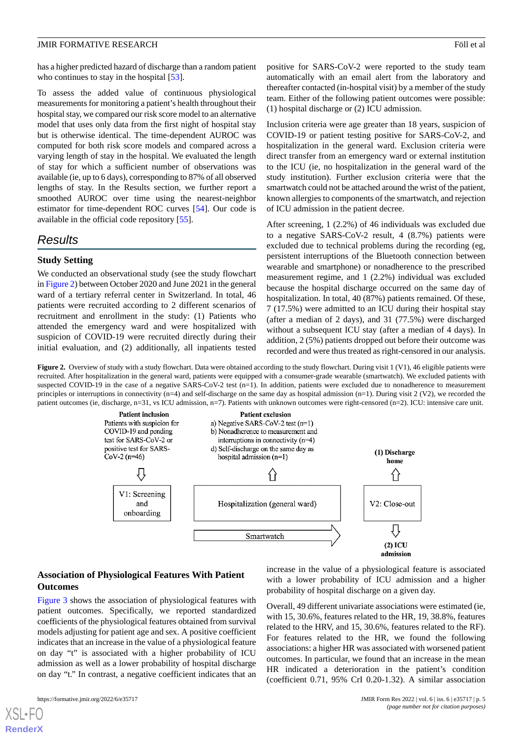has a higher predicted hazard of discharge than a random patient who continues to stay in the hospital [53].

To assess the added value of continuous physiological measurements for monitoring a patient's health throughout their hospital stay, we compared our risk score model to an alternative model that uses only data from the first night of hospital stay but is otherwise identical. The time-dependent AUROC was computed for both risk score models and compared across a varying length of stay in the hospital. We evaluated the length of stay for which a sufficient number of observations was available (ie, up to 6 days), corresponding to 87% of all observed lengths of stay. In the Results section, we further report a smoothed AUROC over time using the nearest-neighbor estimator for time-dependent ROC curves [54]. Our code is available in the official code repository [55].

## Results

### Study Setting

We conducted an observational study (see the study flowchart in Figure 2) between October 2020 and June 2021 in the general ward of a tertiary referral center in Switzerland. In total, 46 patients were recruited according to 2 different scenarios of recruitment and enrollment in the study: (1) Patients who attended the emergency ward and were hospitalized with suspicion of COVID-19 were recruited directly during their initial evaluation, and (2) additionally, all inpatients tested positive for SARS-CoV-2 were reported to the study team automatically with an email alert from the laboratory and thereafter contacted (in-hospital visit) by a member of the study team. Either of the following patient outcomes were possible: (1) hospital discharge or (2) ICU admission.

Inclusion criteria were age greater than 18 years, suspicion of COVID-19 or patient testing positive for SARS-CoV-2, and hospitalization in the general ward. Exclusion criteria were direct transfer from an emergency ward or external institution to the ICU (ie, no hospitalization in the general ward of the study institution). Further exclusion criteria were that the smartwatch could not be attached around the wrist of the patient, known allergies to components of the smartwatch, and rejection of ICU admission in the patient decree.

After screening, 1 (2.2%) of 46 individuals was excluded due to a negative SARS-CoV-2 result, 4 (8.7%) patients were excluded due to technical problems during the recording (eg, persistent interruptions of the Bluetooth connection between wearable and smartphone) or nonadherence to the prescribed measurement regime, and 1 (2.2%) individual was excluded because the hospital discharge occurred on the same day of hospitalization. In total, 40 (87%) patients remained. Of these, 7 (17.5%) were admitted to an ICU during their hospital stay (after a median of 2 days), and 31 (77.5%) were discharged without a subsequent ICU stay (after a median of 4 days). In addition, 2 (5%) patients dropped out before their outcome was recorded and were thus treated as right-censored in our analysis.

**Figure 2.** Overview of study with a study flowchart. Data were obtained according to the study flowchart. During visit 1 (V1), 46 eligible patients were recruited. After hospitalization in the general ward, patients were equipped with a consumer-grade wearable (smartwatch). We excluded patients with suspected COVID-19 in the case of a negative SARS-CoV-2 test (n=1). In addition, patients were excluded due to nonadherence to measurement principles or interruptions in connectivity (n=4) and self-discharge on the same day as hospital admission (n=1). During visit 2 (V2), we recorded the patient outcomes (ie, discharge, n=31, vs ICU admission, n=7). Patients with unknown outcomes were right-censored (n=2). ICU: intensive care unit.

**Patient inclusion**
Patients with suspicion for COVID-19 and pending test for SARS-CoV-2 or positive test for SARS-CoV-2 (n=46)

**Patient exclusion**
a) Negative SARS-CoV-2 test (n=1)
b) Nonadherence to measurement and interruptions in connectivity (n=4)
d) Self-discharge on the same day as hospital admission (n=1)

V1: Screening and onboarding → Hospitalization (general ward) → V2: Close-out → **(1) Discharge home** / **(2) ICU admission**

Smartwatch

### Association of Physiological Features With Patient Outcomes

Figure 3 shows the association of physiological features with patient outcomes. Specifically, we reported standardized coefficients of the physiological features obtained from survival models adjusting for patient age and sex. A positive coefficient indicates that an increase in the value of a physiological feature on day "t" is associated with a higher probability of ICU admission as well as a lower probability of hospital discharge on day "t." In contrast, a negative coefficient indicates that an increase in the value of a physiological feature is associated with a lower probability of ICU admission and a higher probability of hospital discharge on a given day.

Overall, 49 different univariate associations were estimated (ie, with 15, 30.6%, features related to the HR, 19, 38.8%, features related to the HRV, and 15, 30.6%, features related to the RF). For features related to the HR, we found the following associations: a higher HR was associated with worsened patient outcomes. In particular, we found that an increase in the mean HR indicated a deterioration in the patient's condition (coefficient 0.71, 95% CrI 0.20-1.32). A similar association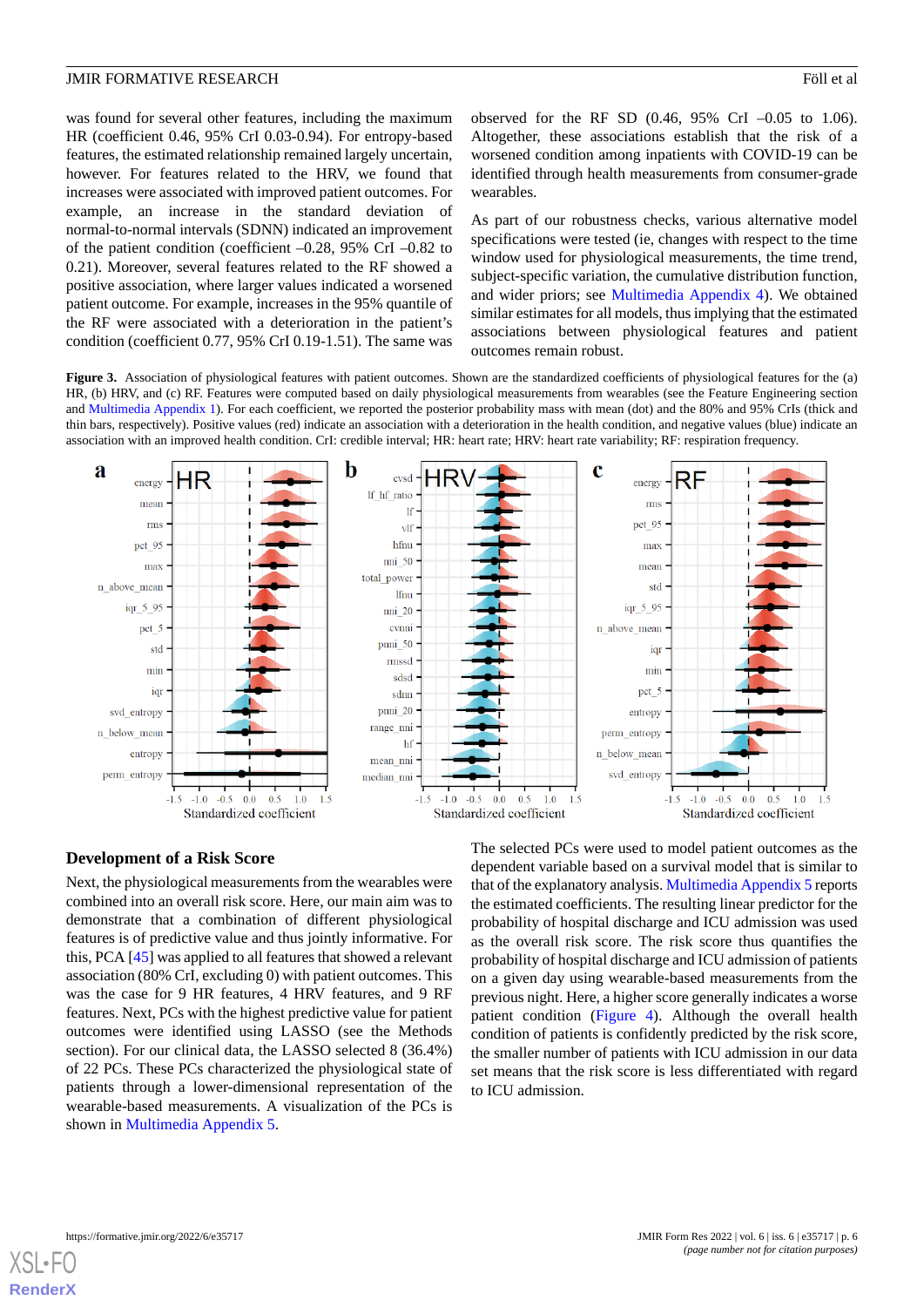was found for several other features, including the maximum HR (coefficient 0.46, 95% CrI 0.03-0.94). For entropy-based features, the estimated relationship remained largely uncertain, however. For features related to the HRV, we found that increases were associated with improved patient outcomes. For example, an increase in the standard deviation of normal-to-normal intervals (SDNN) indicated an improvement of the patient condition (coefficient –0.28, 95% CrI –0.82 to 0.21). Moreover, several features related to the RF showed a positive association, where larger values indicated a worsened patient outcome. For example, increases in the 95% quantile of the RF were associated with a deterioration in the patient's condition (coefficient 0.77, 95% CrI 0.19-1.51). The same was observed for the RF SD (0.46, 95% CrI –0.05 to 1.06). Altogether, these associations establish that the risk of a worsened condition among inpatients with COVID-19 can be identified through health measurements from consumer-grade wearables.

As part of our robustness checks, various alternative model specifications were tested (ie, changes with respect to the time window used for physiological measurements, the time trend, subject-specific variation, the cumulative distribution function, and wider priors; see Multimedia Appendix 4). We obtained similar estimates for all models, thus implying that the estimated associations between physiological features and patient outcomes remain robust.

**Figure 3.** Association of physiological features with patient outcomes. Shown are the standardized coefficients of physiological features for the (a) HR, (b) HRV, and (c) RF. Features were computed based on daily physiological measurements from wearables (see the Feature Engineering section and Multimedia Appendix 1). For each coefficient, we reported the posterior probability mass with mean (dot) and the 80% and 95% CrIs (thick and thin bars, respectively). Positive values (red) indicate an association with a deterioration in the health condition, and negative values (blue) indicate an association with an improved health condition. CrI: credible interval; HR: heart rate; HRV: heart rate variability; RF: respiration frequency.

## Development of a Risk Score

Next, the physiological measurements from the wearables were combined into an overall risk score. Here, our main aim was to demonstrate that a combination of different physiological features is of predictive value and thus jointly informative. For this, PCA [45] was applied to all features that showed a relevant association (80% CrI, excluding 0) with patient outcomes. This was the case for 9 HR features, 4 HRV features, and 9 RF features. Next, PCs with the highest predictive value for patient outcomes were identified using LASSO (see the Methods section). For our clinical data, the LASSO selected 8 (36.4%) of 22 PCs. These PCs characterized the physiological state of patients through a lower-dimensional representation of the wearable-based measurements. A visualization of the PCs is shown in Multimedia Appendix 5.

The selected PCs were used to model patient outcomes as the dependent variable based on a survival model that is similar to that of the explanatory analysis. Multimedia Appendix 5 reports the estimated coefficients. The resulting linear predictor for the probability of hospital discharge and ICU admission was used as the overall risk score. The risk score thus quantifies the probability of hospital discharge and ICU admission of patients on a given day using wearable-based measurements from the previous night. Here, a higher score generally indicates a worse patient condition (Figure 4). Although the overall health condition of patients is confidently predicted by the risk score, the smaller number of patients with ICU admission in our data set means that the risk score is less differentiated with regard to ICU admission.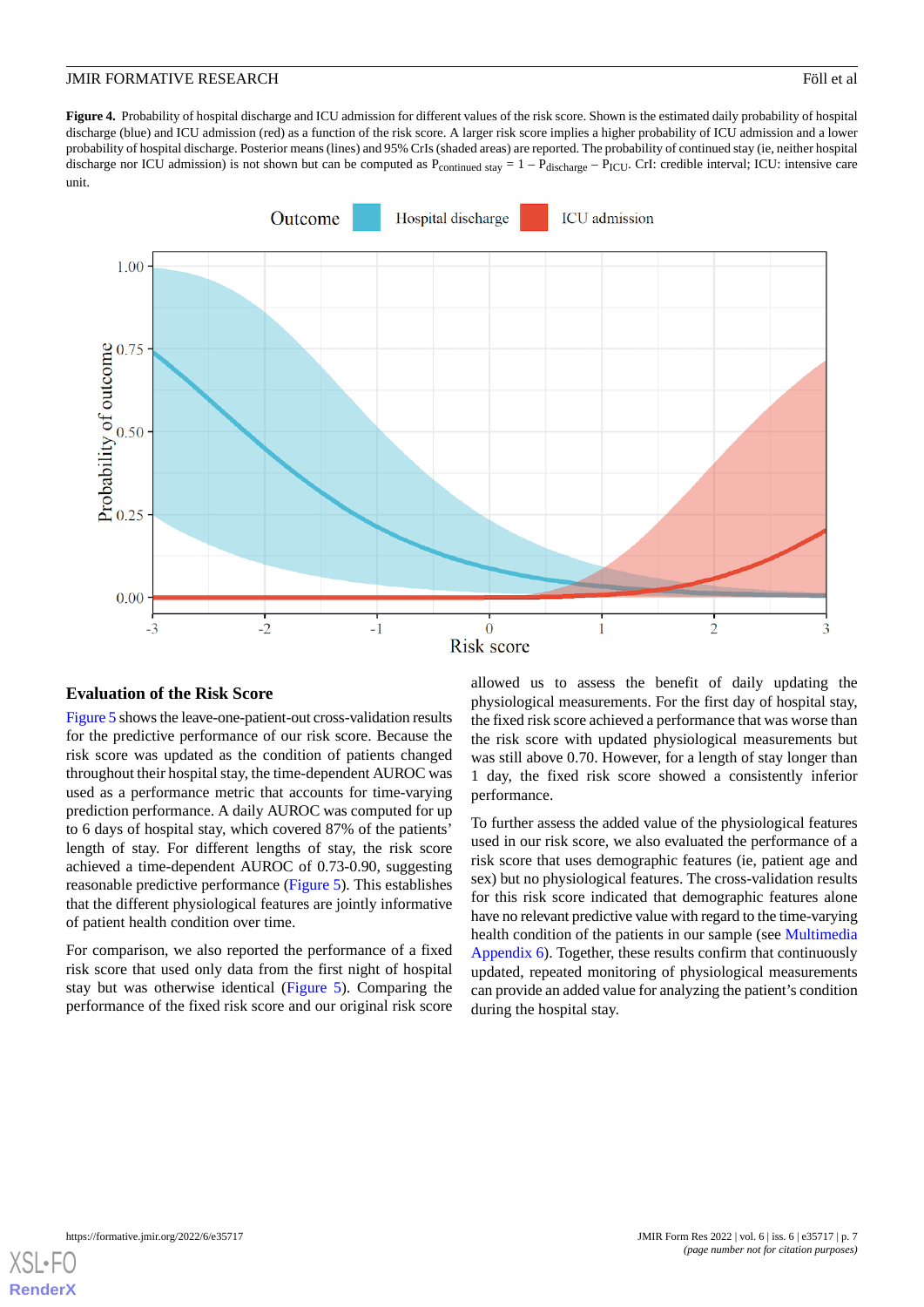**Figure 4.** Probability of hospital discharge and ICU admission for different values of the risk score. Shown is the estimated daily probability of hospital discharge (blue) and ICU admission (red) as a function of the risk score. A larger risk score implies a higher probability of ICU admission and a lower probability of hospital discharge. Posterior means (lines) and 95% CrIs (shaded areas) are reported. The probability of continued stay (ie, neither hospital discharge nor ICU admission) is not shown but can be computed as $P_{continued\ stay} = 1 - P_{discharge} - P_{ICU}$. CrI: credible interval; ICU: intensive care unit.

### Evaluation of the Risk Score

Figure 5 shows the leave-one-patient-out cross-validation results for the predictive performance of our risk score. Because the risk score was updated as the condition of patients changed throughout their hospital stay, the time-dependent AUROC was used as a performance metric that accounts for time-varying prediction performance. A daily AUROC was computed for up to 6 days of hospital stay, which covered 87% of the patients' length of stay. For different lengths of stay, the risk score achieved a time-dependent AUROC of 0.73-0.90, suggesting reasonable predictive performance (Figure 5). This establishes that the different physiological features are jointly informative of patient health condition over time.

For comparison, we also reported the performance of a fixed risk score that used only data from the first night of hospital stay but was otherwise identical (Figure 5). Comparing the performance of the fixed risk score and our original risk score allowed us to assess the benefit of daily updating the physiological measurements. For the first day of hospital stay, the fixed risk score achieved a performance that was worse than the risk score with updated physiological measurements but was still above 0.70. However, for a length of stay longer than 1 day, the fixed risk score showed a consistently inferior performance.

To further assess the added value of the physiological features used in our risk score, we also evaluated the performance of a risk score that uses demographic features (ie, patient age and sex) but no physiological features. The cross-validation results for this risk score indicated that demographic features alone have no relevant predictive value with regard to the time-varying health condition of the patients in our sample (see Multimedia Appendix 6). Together, these results confirm that continuously updated, repeated monitoring of physiological measurements can provide an added value for analyzing the patient's condition during the hospital stay.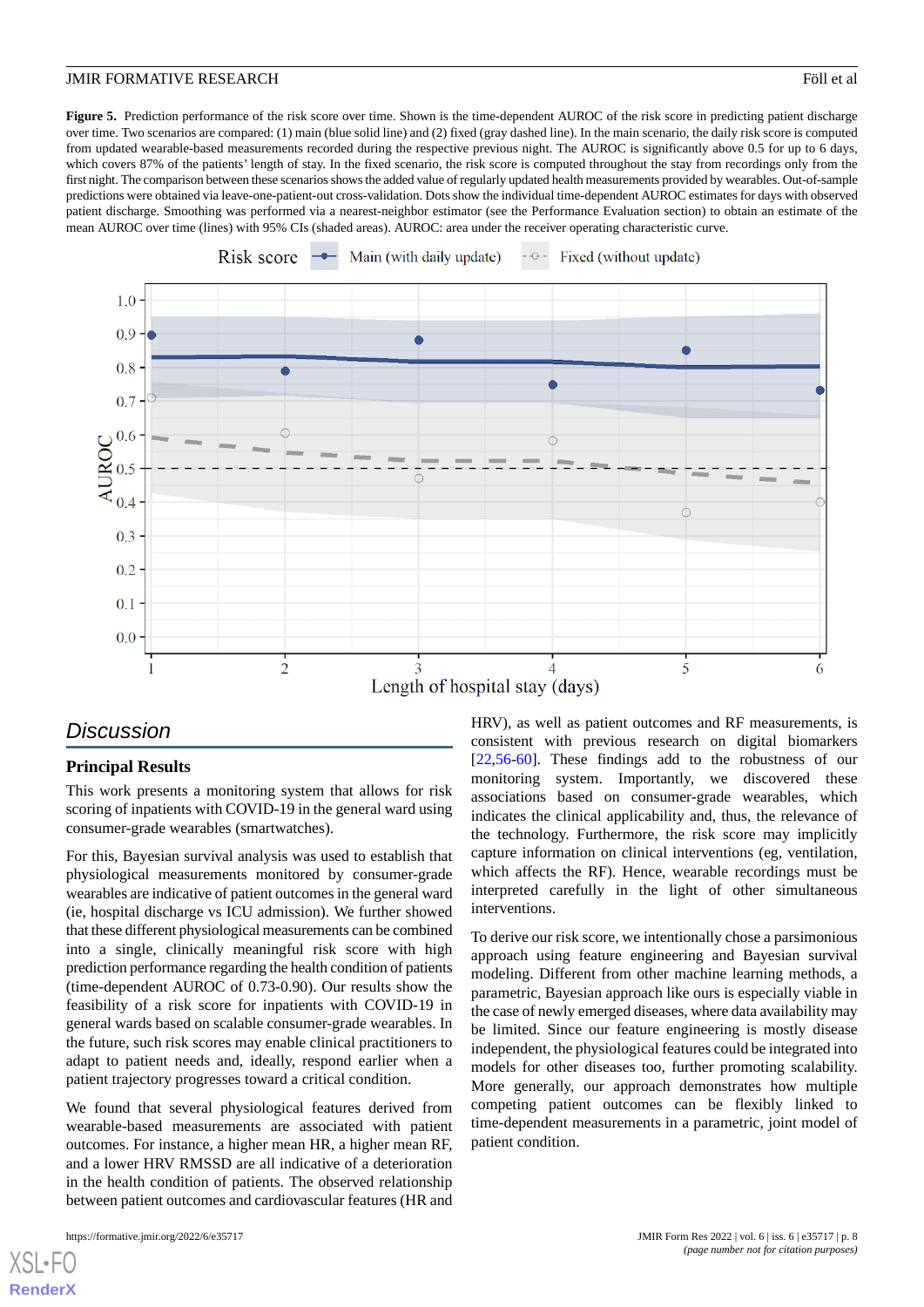**Figure 5.** Prediction performance of the risk score over time. Shown is the time-dependent AUROC of the risk score in predicting patient discharge over time. Two scenarios are compared: (1) main (blue solid line) and (2) fixed (gray dashed line). In the main scenario, the daily risk score is computed from updated wearable-based measurements recorded during the respective previous night. The AUROC is significantly above 0.5 for up to 6 days, which covers 87% of the patients' length of stay. In the fixed scenario, the risk score is computed throughout the stay from recordings only from the first night. The comparison between these scenarios shows the added value of regularly updated health measurements provided by wearables. Out-of-sample predictions were obtained via leave-one-patient-out cross-validation. Dots show the individual time-dependent AUROC estimates for days with observed patient discharge. Smoothing was performed via a nearest-neighbor estimator (see the Performance Evaluation section) to obtain an estimate of the mean AUROC over time (lines) with 95% CIs (shaded areas). AUROC: area under the receiver operating characteristic curve.

## Discussion

### Principal Results

This work presents a monitoring system that allows for risk scoring of inpatients with COVID-19 in the general ward using consumer-grade wearables (smartwatches).

For this, Bayesian survival analysis was used to establish that physiological measurements monitored by consumer-grade wearables are indicative of patient outcomes in the general ward (ie, hospital discharge vs ICU admission). We further showed that these different physiological measurements can be combined into a single, clinically meaningful risk score with high prediction performance regarding the health condition of patients (time-dependent AUROC of 0.73-0.90). Our results show the feasibility of a risk score for inpatients with COVID-19 in general wards based on scalable consumer-grade wearables. In the future, such risk scores may enable clinical practitioners to adapt to patient needs and, ideally, respond earlier when a patient trajectory progresses toward a critical condition.

We found that several physiological features derived from wearable-based measurements are associated with patient outcomes. For instance, a higher mean HR, a higher mean RF, and a lower HRV RMSSD are all indicative of a deterioration in the health condition of patients. The observed relationship between patient outcomes and cardiovascular features (HR and HRV), as well as patient outcomes and RF measurements, is consistent with previous research on digital biomarkers [22,56-60]. These findings add to the robustness of our monitoring system. Importantly, we discovered these associations based on consumer-grade wearables, which indicates the clinical applicability and, thus, the relevance of the technology. Furthermore, the risk score may implicitly capture information on clinical interventions (eg, ventilation, which affects the RF). Hence, wearable recordings must be interpreted carefully in the light of other simultaneous interventions.

To derive our risk score, we intentionally chose a parsimonious approach using feature engineering and Bayesian survival modeling. Different from other machine learning methods, a parametric, Bayesian approach like ours is especially viable in the case of newly emerged diseases, where data availability may be limited. Since our feature engineering is mostly disease independent, the physiological features could be integrated into models for other diseases too, further promoting scalability. More generally, our approach demonstrates how multiple competing patient outcomes can be flexibly linked to time-dependent measurements in a parametric, joint model of patient condition.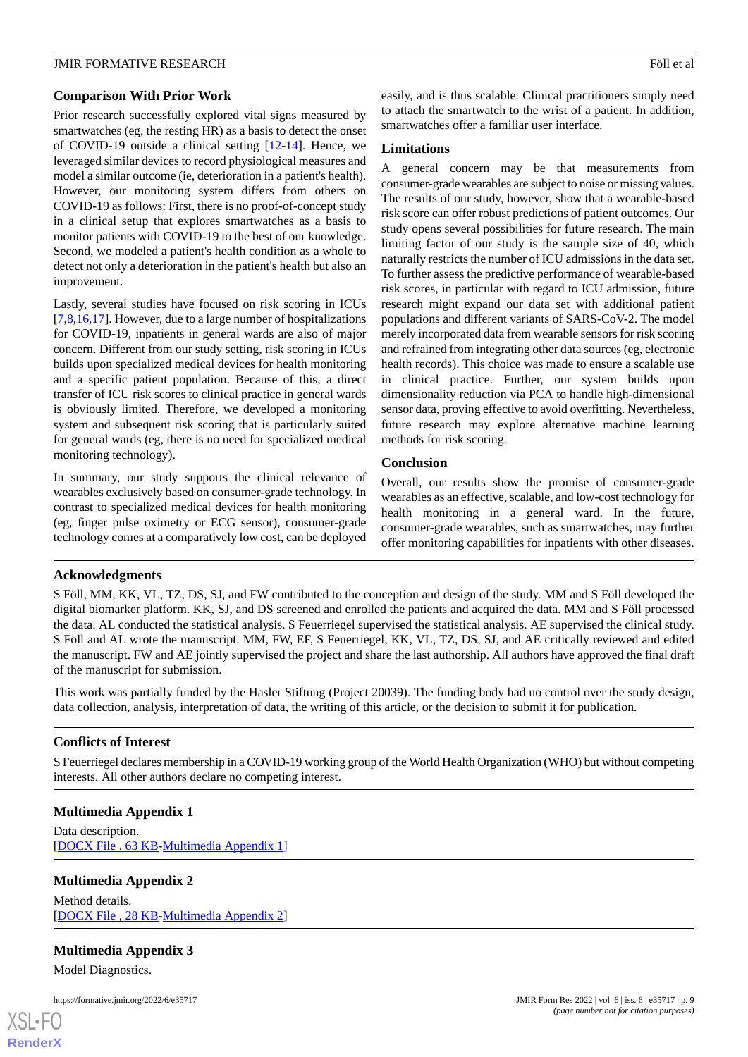### Comparison With Prior Work

Prior research successfully explored vital signs measured by smartwatches (eg, the resting HR) as a basis to detect the onset of COVID-19 outside a clinical setting [12-14]. Hence, we leveraged similar devices to record physiological measures and model a similar outcome (ie, deterioration in a patient's health). However, our monitoring system differs from others on COVID-19 as follows: First, there is no proof-of-concept study in a clinical setup that explores smartwatches as a basis to monitor patients with COVID-19 to the best of our knowledge. Second, we modeled a patient's health condition as a whole to detect not only a deterioration in the patient's health but also an improvement.

Lastly, several studies have focused on risk scoring in ICUs [7,8,16,17]. However, due to a large number of hospitalizations for COVID-19, inpatients in general wards are also of major concern. Different from our study setting, risk scoring in ICUs builds upon specialized medical devices for health monitoring and a specific patient population. Because of this, a direct transfer of ICU risk scores to clinical practice in general wards is obviously limited. Therefore, we developed a monitoring system and subsequent risk scoring that is particularly suited for general wards (eg, there is no need for specialized medical monitoring technology).

In summary, our study supports the clinical relevance of wearables exclusively based on consumer-grade technology. In contrast to specialized medical devices for health monitoring (eg, finger pulse oximetry or ECG sensor), consumer-grade technology comes at a comparatively low cost, can be deployed easily, and is thus scalable. Clinical practitioners simply need to attach the smartwatch to the wrist of a patient. In addition, smartwatches offer a familiar user interface.

### Limitations

A general concern may be that measurements from consumer-grade wearables are subject to noise or missing values. The results of our study, however, show that a wearable-based risk score can offer robust predictions of patient outcomes. Our study opens several possibilities for future research. The main limiting factor of our study is the sample size of 40, which naturally restricts the number of ICU admissions in the data set. To further assess the predictive performance of wearable-based risk scores, in particular with regard to ICU admission, future research might expand our data set with additional patient populations and different variants of SARS-CoV-2. The model merely incorporated data from wearable sensors for risk scoring and refrained from integrating other data sources (eg, electronic health records). This choice was made to ensure a scalable use in clinical practice. Further, our system builds upon dimensionality reduction via PCA to handle high-dimensional sensor data, proving effective to avoid overfitting. Nevertheless, future research may explore alternative machine learning methods for risk scoring.

### Conclusion

Overall, our results show the promise of consumer-grade wearables as an effective, scalable, and low-cost technology for health monitoring in a general ward. In the future, consumer-grade wearables, such as smartwatches, may further offer monitoring capabilities for inpatients with other diseases.

## Acknowledgments

S Föll, MM, KK, VL, TZ, DS, SJ, and FW contributed to the conception and design of the study. MM and S Föll developed the digital biomarker platform. KK, SJ, and DS screened and enrolled the patients and acquired the data. MM and S Föll processed the data. AL conducted the statistical analysis. S Feuerriegel supervised the statistical analysis. AE supervised the clinical study. S Föll and AL wrote the manuscript. MM, FW, EF, S Feuerriegel, KK, VL, TZ, DS, SJ, and AE critically reviewed and edited the manuscript. FW and AE jointly supervised the project and share the last authorship. All authors have approved the final draft of the manuscript for submission.

This work was partially funded by the Hasler Stiftung (Project 20039). The funding body had no control over the study design, data collection, analysis, interpretation of data, the writing of this article, or the decision to submit it for publication.

## Conflicts of Interest

S Feuerriegel declares membership in a COVID-19 working group of the World Health Organization (WHO) but without competing interests. All other authors declare no competing interest.

## Multimedia Appendix 1

Data description.
[DOCX File , 63 KB-Multimedia Appendix 1]

## Multimedia Appendix 2

Method details.
[DOCX File , 28 KB-Multimedia Appendix 2]

## Multimedia Appendix 3

Model Diagnostics.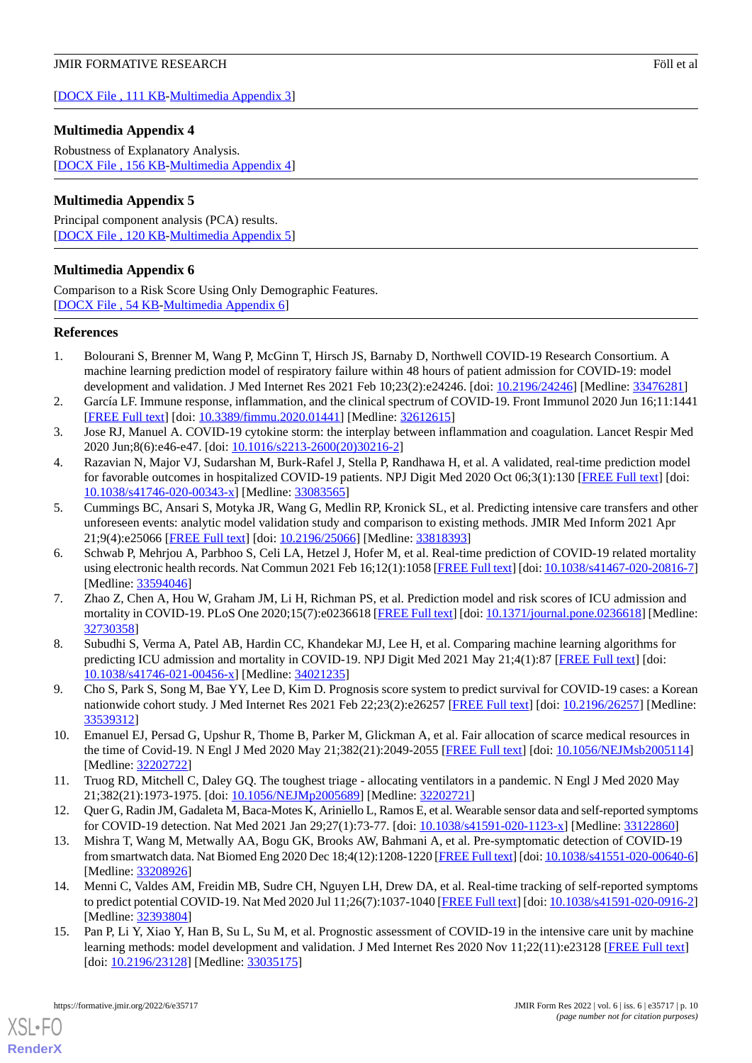[DOCX File , 111 KB-Multimedia Appendix 3]

### Multimedia Appendix 4

Robustness of Explanatory Analysis.
[DOCX File , 156 KB-Multimedia Appendix 4]

### Multimedia Appendix 5

Principal component analysis (PCA) results.
[DOCX File , 120 KB-Multimedia Appendix 5]

### Multimedia Appendix 6

Comparison to a Risk Score Using Only Demographic Features.
[DOCX File , 54 KB-Multimedia Appendix 6]

## References

1. Bolourani S, Brenner M, Wang P, McGinn T, Hirsch JS, Barnaby D, Northwell COVID-19 Research Consortium. A machine learning prediction model of respiratory failure within 48 hours of patient admission for COVID-19: model development and validation. J Med Internet Res 2021 Feb 10;23(2):e24246. [doi: 10.2196/24246] [Medline: 33476281]
2. García LF. Immune response, inflammation, and the clinical spectrum of COVID-19. Front Immunol 2020 Jun 16;11:1441 [FREE Full text] [doi: 10.3389/fimmu.2020.01441] [Medline: 32612615]
3. Jose RJ, Manuel A. COVID-19 cytokine storm: the interplay between inflammation and coagulation. Lancet Respir Med 2020 Jun;8(6):e46-e47. [doi: 10.1016/s2213-2600(20)30216-2]
4. Razavian N, Major VJ, Sudarshan M, Burk-Rafel J, Stella P, Randhawa H, et al. A validated, real-time prediction model for favorable outcomes in hospitalized COVID-19 patients. NPJ Digit Med 2020 Oct 06;3(1):130 [FREE Full text] [doi: 10.1038/s41746-020-00343-x] [Medline: 33083565]
5. Cummings BC, Ansari S, Motyka JR, Wang G, Medlin RP, Kronick SL, et al. Predicting intensive care transfers and other unforeseen events: analytic model validation study and comparison to existing methods. JMIR Med Inform 2021 Apr 21;9(4):e25066 [FREE Full text] [doi: 10.2196/25066] [Medline: 33818393]
6. Schwab P, Mehrjou A, Parbhoo S, Celi LA, Hetzel J, Hofer M, et al. Real-time prediction of COVID-19 related mortality using electronic health records. Nat Commun 2021 Feb 16;12(1):1058 [FREE Full text] [doi: 10.1038/s41467-020-20816-7] [Medline: 33594046]
7. Zhao Z, Chen A, Hou W, Graham JM, Li H, Richman PS, et al. Prediction model and risk scores of ICU admission and mortality in COVID-19. PLoS One 2020;15(7):e0236618 [FREE Full text] [doi: 10.1371/journal.pone.0236618] [Medline: 32730358]
8. Subudhi S, Verma A, Patel AB, Hardin CC, Khandekar MJ, Lee H, et al. Comparing machine learning algorithms for predicting ICU admission and mortality in COVID-19. NPJ Digit Med 2021 May 21;4(1):87 [FREE Full text] [doi: 10.1038/s41746-021-00456-x] [Medline: 34021235]
9. Cho S, Park S, Song M, Bae YY, Lee D, Kim D. Prognosis score system to predict survival for COVID-19 cases: a Korean nationwide cohort study. J Med Internet Res 2021 Feb 22;23(2):e26257 [FREE Full text] [doi: 10.2196/26257] [Medline: 33539312]
10. Emanuel EJ, Persad G, Upshur R, Thome B, Parker M, Glickman A, et al. Fair allocation of scarce medical resources in the time of Covid-19. N Engl J Med 2020 May 21;382(21):2049-2055 [FREE Full text] [doi: 10.1056/NEJMsb2005114] [Medline: 32202722]
11. Truog RD, Mitchell C, Daley GQ. The toughest triage - allocating ventilators in a pandemic. N Engl J Med 2020 May 21;382(21):1973-1975. [doi: 10.1056/NEJMp2005689] [Medline: 32202721]
12. Quer G, Radin JM, Gadaleta M, Baca-Motes K, Ariniello L, Ramos E, et al. Wearable sensor data and self-reported symptoms for COVID-19 detection. Nat Med 2021 Jan 29;27(1):73-77. [doi: 10.1038/s41591-020-1123-x] [Medline: 33122860]
13. Mishra T, Wang M, Metwally AA, Bogu GK, Brooks AW, Bahmani A, et al. Pre-symptomatic detection of COVID-19 from smartwatch data. Nat Biomed Eng 2020 Dec 18;4(12):1208-1220 [FREE Full text] [doi: 10.1038/s41551-020-00640-6] [Medline: 33208926]
14. Menni C, Valdes AM, Freidin MB, Sudre CH, Nguyen LH, Drew DA, et al. Real-time tracking of self-reported symptoms to predict potential COVID-19. Nat Med 2020 Jul 11;26(7):1037-1040 [FREE Full text] [doi: 10.1038/s41591-020-0916-2] [Medline: 32393804]
15. Pan P, Li Y, Xiao Y, Han B, Su L, Su M, et al. Prognostic assessment of COVID-19 in the intensive care unit by machine learning methods: model development and validation. J Med Internet Res 2020 Nov 11;22(11):e23128 [FREE Full text] [doi: 10.2196/23128] [Medline: 33035175]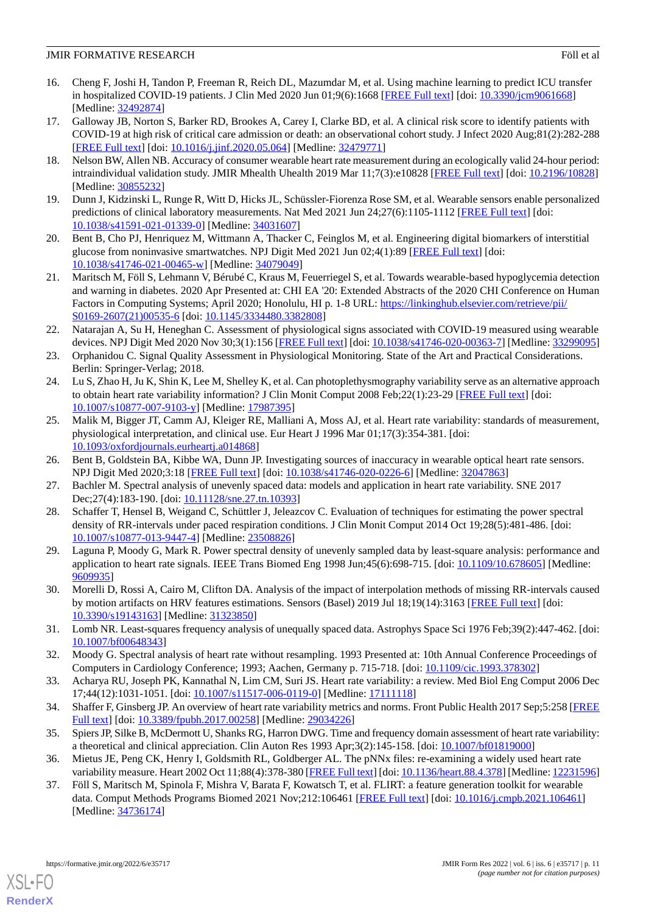16. Cheng F, Joshi H, Tandon P, Freeman R, Reich DL, Mazumdar M, et al. Using machine learning to predict ICU transfer in hospitalized COVID-19 patients. J Clin Med 2020 Jun 01;9(6):1668 [FREE Full text] [doi: 10.3390/jcm9061668] [Medline: 32492874]
17. Galloway JB, Norton S, Barker RD, Brookes A, Carey I, Clarke BD, et al. A clinical risk score to identify patients with COVID-19 at high risk of critical care admission or death: an observational cohort study. J Infect 2020 Aug;81(2):282-288 [FREE Full text] [doi: 10.1016/j.jinf.2020.05.064] [Medline: 32479771]
18. Nelson BW, Allen NB. Accuracy of consumer wearable heart rate measurement during an ecologically valid 24-hour period: intraindividual validation study. JMIR Mhealth Uhealth 2019 Mar 11;7(3):e10828 [FREE Full text] [doi: 10.2196/10828] [Medline: 30855232]
19. Dunn J, Kidzinski L, Runge R, Witt D, Hicks JL, Schüssler-Fiorenza Rose SM, et al. Wearable sensors enable personalized predictions of clinical laboratory measurements. Nat Med 2021 Jun 24;27(6):1105-1112 [FREE Full text] [doi: 10.1038/s41591-021-01339-0] [Medline: 34031607]
20. Bent B, Cho PJ, Henriquez M, Wittmann A, Thacker C, Feinglos M, et al. Engineering digital biomarkers of interstitial glucose from noninvasive smartwatches. NPJ Digit Med 2021 Jun 02;4(1):89 [FREE Full text] [doi: 10.1038/s41746-021-00465-w] [Medline: 34079049]
21. Maritsch M, Föll S, Lehmann V, Bérubé C, Kraus M, Feuerriegel S, et al. Towards wearable-based hypoglycemia detection and warning in diabetes. 2020 Apr Presented at: CHI EA '20: Extended Abstracts of the 2020 CHI Conference on Human Factors in Computing Systems; April 2020; Honolulu, HI p. 1-8 URL: https://linkinghub.elsevier.com/retrieve/pii/S0169-2607(21)00535-6 [doi: 10.1145/3334480.3382808]
22. Natarajan A, Su H, Heneghan C. Assessment of physiological signs associated with COVID-19 measured using wearable devices. NPJ Digit Med 2020 Nov 30;3(1):156 [FREE Full text] [doi: 10.1038/s41746-020-00363-7] [Medline: 33299095]
23. Orphanidou C. Signal Quality Assessment in Physiological Monitoring. State of the Art and Practical Considerations. Berlin: Springer-Verlag; 2018.
24. Lu S, Zhao H, Ju K, Shin K, Lee M, Shelley K, et al. Can photoplethysmography variability serve as an alternative approach to obtain heart rate variability information? J Clin Monit Comput 2008 Feb;22(1):23-29 [FREE Full text] [doi: 10.1007/s10877-007-9103-y] [Medline: 17987395]
25. Malik M, Bigger JT, Camm AJ, Kleiger RE, Malliani A, Moss AJ, et al. Heart rate variability: standards of measurement, physiological interpretation, and clinical use. Eur Heart J 1996 Mar 01;17(3):354-381. [doi: 10.1093/oxfordjournals.eurheartj.a014868]
26. Bent B, Goldstein BA, Kibbe WA, Dunn JP. Investigating sources of inaccuracy in wearable optical heart rate sensors. NPJ Digit Med 2020;3:18 [FREE Full text] [doi: 10.1038/s41746-020-0226-6] [Medline: 32047863]
27. Bachler M. Spectral analysis of unevenly spaced data: models and application in heart rate variability. SNE 2017 Dec;27(4):183-190. [doi: 10.11128/sne.27.tn.10393]
28. Schaffer T, Hensel B, Weigand C, Schüttler J, Jeleazcov C. Evaluation of techniques for estimating the power spectral density of RR-intervals under paced respiration conditions. J Clin Monit Comput 2014 Oct 19;28(5):481-486. [doi: 10.1007/s10877-013-9447-4] [Medline: 23508826]
29. Laguna P, Moody G, Mark R. Power spectral density of unevenly sampled data by least-square analysis: performance and application to heart rate signals. IEEE Trans Biomed Eng 1998 Jun;45(6):698-715. [doi: 10.1109/10.678605] [Medline: 9609935]
30. Morelli D, Rossi A, Cairo M, Clifton DA. Analysis of the impact of interpolation methods of missing RR-intervals caused by motion artifacts on HRV features estimations. Sensors (Basel) 2019 Jul 18;19(14):3163 [FREE Full text] [doi: 10.3390/s19143163] [Medline: 31323850]
31. Lomb NR. Least-squares frequency analysis of unequally spaced data. Astrophys Space Sci 1976 Feb;39(2):447-462. [doi: 10.1007/bf00648343]
32. Moody G. Spectral analysis of heart rate without resampling. 1993 Presented at: 10th Annual Conference Proceedings of Computers in Cardiology Conference; 1993; Aachen, Germany p. 715-718. [doi: 10.1109/cic.1993.378302]
33. Acharya RU, Joseph PK, Kannathal N, Lim CM, Suri JS. Heart rate variability: a review. Med Biol Eng Comput 2006 Dec 17;44(12):1031-1051. [doi: 10.1007/s11517-006-0119-0] [Medline: 17111118]
34. Shaffer F, Ginsberg JP. An overview of heart rate variability metrics and norms. Front Public Health 2017 Sep;5:258 [FREE Full text] [doi: 10.3389/fpubh.2017.00258] [Medline: 29034226]
35. Spiers JP, Silke B, McDermott U, Shanks RG, Harron DWG. Time and frequency domain assessment of heart rate variability: a theoretical and clinical appreciation. Clin Auton Res 1993 Apr;3(2):145-158. [doi: 10.1007/bf01819000]
36. Mietus JE, Peng CK, Henry I, Goldsmith RL, Goldberger AL. The pNNx files: re-examining a widely used heart rate variability measure. Heart 2002 Oct 11;88(4):378-380 [FREE Full text] [doi: 10.1136/heart.88.4.378] [Medline: 12231596]
37. Föll S, Maritsch M, Spinola F, Mishra V, Barata F, Kowatsch T, et al. FLIRT: a feature generation toolkit for wearable data. Comput Methods Programs Biomed 2021 Nov;212:106461 [FREE Full text] [doi: 10.1016/j.cmpb.2021.106461] [Medline: 34736174]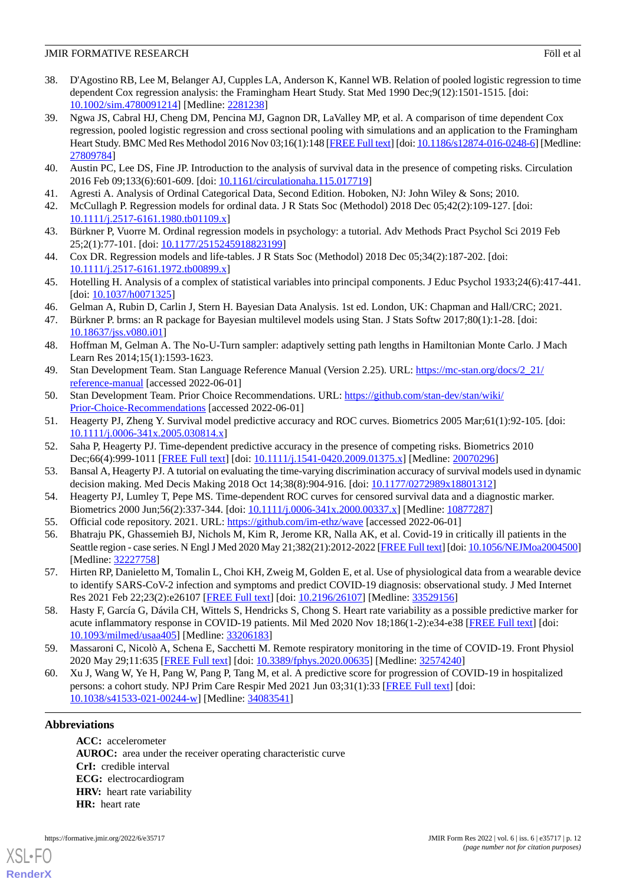38. D'Agostino RB, Lee M, Belanger AJ, Cupples LA, Anderson K, Kannel WB. Relation of pooled logistic regression to time dependent Cox regression analysis: the Framingham Heart Study. Stat Med 1990 Dec;9(12):1501-1515. [doi: 10.1002/sim.4780091214] [Medline: 2281238]
39. Ngwa JS, Cabral HJ, Cheng DM, Pencina MJ, Gagnon DR, LaValley MP, et al. A comparison of time dependent Cox regression, pooled logistic regression and cross sectional pooling with simulations and an application to the Framingham Heart Study. BMC Med Res Methodol 2016 Nov 03;16(1):148 [FREE Full text] [doi: 10.1186/s12874-016-0248-6] [Medline: 27809784]
40. Austin PC, Lee DS, Fine JP. Introduction to the analysis of survival data in the presence of competing risks. Circulation 2016 Feb 09;133(6):601-609. [doi: 10.1161/circulationaha.115.017719]
41. Agresti A. Analysis of Ordinal Categorical Data, Second Edition. Hoboken, NJ: John Wiley & Sons; 2010.
42. McCullagh P. Regression models for ordinal data. J R Stats Soc (Methodol) 2018 Dec 05;42(2):109-127. [doi: 10.1111/j.2517-6161.1980.tb01109.x]
43. Bürkner P, Vuorre M. Ordinal regression models in psychology: a tutorial. Adv Methods Pract Psychol Sci 2019 Feb 25;2(1):77-101. [doi: 10.1177/2515245918823199]
44. Cox DR. Regression models and life-tables. J R Stats Soc (Methodol) 2018 Dec 05;34(2):187-202. [doi: 10.1111/j.2517-6161.1972.tb00899.x]
45. Hotelling H. Analysis of a complex of statistical variables into principal components. J Educ Psychol 1933;24(6):417-441. [doi: 10.1037/h0071325]
46. Gelman A, Rubin D, Carlin J, Stern H. Bayesian Data Analysis. 1st ed. London, UK: Chapman and Hall/CRC; 2021.
47. Bürkner P. brms: an R package for Bayesian multilevel models using Stan. J Stats Softw 2017;80(1):1-28. [doi: 10.18637/jss.v080.i01]
48. Hoffman M, Gelman A. The No-U-Turn sampler: adaptively setting path lengths in Hamiltonian Monte Carlo. J Mach Learn Res 2014;15(1):1593-1623.
49. Stan Development Team. Stan Language Reference Manual (Version 2.25). URL: https://mc-stan.org/docs/2_21/reference-manual [accessed 2022-06-01]
50. Stan Development Team. Prior Choice Recommendations. URL: https://github.com/stan-dev/stan/wiki/Prior-Choice-Recommendations [accessed 2022-06-01]
51. Heagerty PJ, Zheng Y. Survival model predictive accuracy and ROC curves. Biometrics 2005 Mar;61(1):92-105. [doi: 10.1111/j.0006-341x.2005.030814.x]
52. Saha P, Heagerty PJ. Time-dependent predictive accuracy in the presence of competing risks. Biometrics 2010 Dec;66(4):999-1011 [FREE Full text] [doi: 10.1111/j.1541-0420.2009.01375.x] [Medline: 20070296]
53. Bansal A, Heagerty PJ. A tutorial on evaluating the time-varying discrimination accuracy of survival models used in dynamic decision making. Med Decis Making 2018 Oct 14;38(8):904-916. [doi: 10.1177/0272989x18801312]
54. Heagerty PJ, Lumley T, Pepe MS. Time-dependent ROC curves for censored survival data and a diagnostic marker. Biometrics 2000 Jun;56(2):337-344. [doi: 10.1111/j.0006-341x.2000.00337.x] [Medline: 10877287]
55. Official code repository. 2021. URL: https://github.com/im-ethz/wave [accessed 2022-06-01]
56. Bhatraju PK, Ghassemieh BJ, Nichols M, Kim R, Jerome KR, Nalla AK, et al. Covid-19 in critically ill patients in the Seattle region - case series. N Engl J Med 2020 May 21;382(21):2012-2022 [FREE Full text] [doi: 10.1056/NEJMoa2004500] [Medline: 32227758]
57. Hirten RP, Danieletto M, Tomalin L, Choi KH, Zweig M, Golden E, et al. Use of physiological data from a wearable device to identify SARS-CoV-2 infection and symptoms and predict COVID-19 diagnosis: observational study. J Med Internet Res 2021 Feb 22;23(2):e26107 [FREE Full text] [doi: 10.2196/26107] [Medline: 33529156]
58. Hasty F, García G, Dávila CH, Wittels S, Hendricks S, Chong S. Heart rate variability as a possible predictive marker for acute inflammatory response in COVID-19 patients. Mil Med 2020 Nov 18;186(1-2):e34-e38 [FREE Full text] [doi: 10.1093/milmed/usaa405] [Medline: 33206183]
59. Massaroni C, Nicolò A, Schena E, Sacchetti M. Remote respiratory monitoring in the time of COVID-19. Front Physiol 2020 May 29;11:635 [FREE Full text] [doi: 10.3389/fphys.2020.00635] [Medline: 32574240]
60. Xu J, Wang W, Ye H, Pang W, Pang P, Tang M, et al. A predictive score for progression of COVID-19 in hospitalized persons: a cohort study. NPJ Prim Care Respir Med 2021 Jun 03;31(1):33 [FREE Full text] [doi: 10.1038/s41533-021-00244-w] [Medline: 34083541]

## Abbreviations

**ACC:** accelerometer
**AUROC:** area under the receiver operating characteristic curve
**CrI:** credible interval
**ECG:** electrocardiogram
**HRV:** heart rate variability
**HR:** heart rate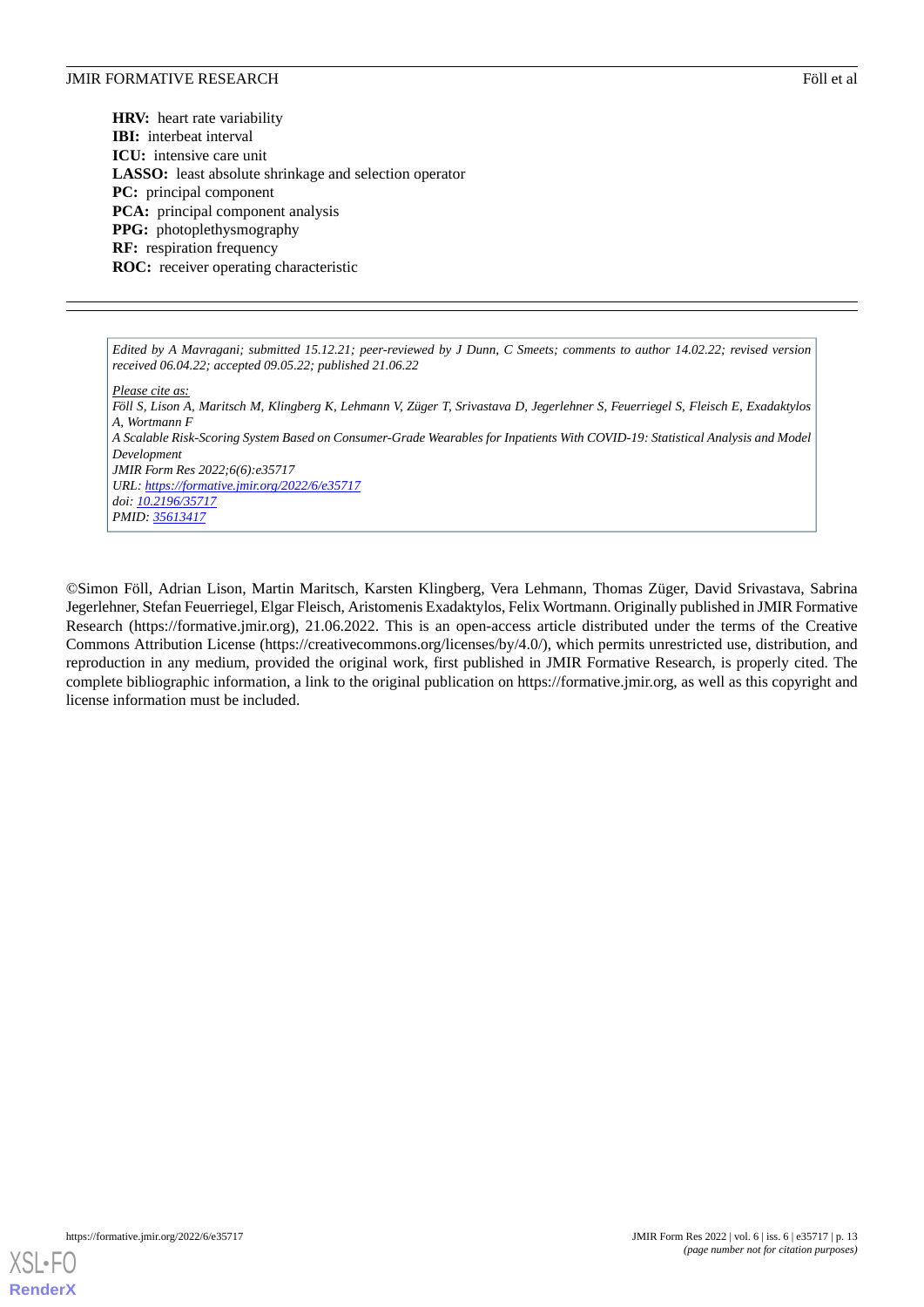**HRV:** heart rate variability
**IBI:** interbeat interval
**ICU:** intensive care unit
**LASSO:** least absolute shrinkage and selection operator
**PC:** principal component
**PCA:** principal component analysis
**PPG:** photoplethysmography
**RF:** respiration frequency
**ROC:** receiver operating characteristic

---

*Edited by A Mavragani; submitted 15.12.21; peer-reviewed by J Dunn, C Smeets; comments to author 14.02.22; revised version received 06.04.22; accepted 09.05.22; published 21.06.22*

*Please cite as:*
*Föll S, Lison A, Maritsch M, Klingberg K, Lehmann V, Züger T, Srivastava D, Jegerlehner S, Feuerriegel S, Fleisch E, Exadaktylos A, Wortmann F*
*A Scalable Risk-Scoring System Based on Consumer-Grade Wearables for Inpatients With COVID-19: Statistical Analysis and Model Development*
*JMIR Form Res 2022;6(6):e35717*
*URL: https://formative.jmir.org/2022/6/e35717*
*doi: 10.2196/35717*
*PMID: 35613417*

©Simon Föll, Adrian Lison, Martin Maritsch, Karsten Klingberg, Vera Lehmann, Thomas Züger, David Srivastava, Sabrina Jegerlehner, Stefan Feuerriegel, Elgar Fleisch, Aristomenis Exadaktylos, Felix Wortmann. Originally published in JMIR Formative Research (https://formative.jmir.org), 21.06.2022. This is an open-access article distributed under the terms of the Creative Commons Attribution License (https://creativecommons.org/licenses/by/4.0/), which permits unrestricted use, distribution, and reproduction in any medium, provided the original work, first published in JMIR Formative Research, is properly cited. The complete bibliographic information, a link to the original publication on https://formative.jmir.org, as well as this copyright and license information must be included.